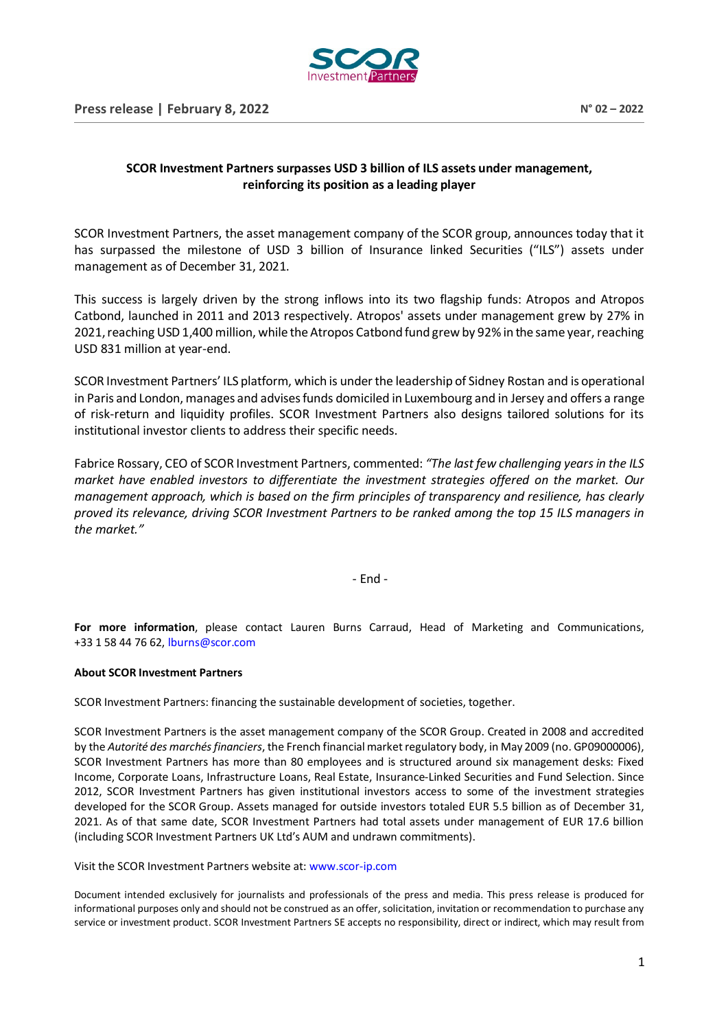Press release | February 8, 2022 N° 02 – 2022

**SCOR Investment Partners surpasses USD 3 billion of ILS assets under management, reinforcing its position as a leading player**

SCOR Investment Partners, the asset management company of the SCOR group, announces today that it has surpassed the milestone of USD 3 billion of Insurance linked Securities ("ILS") assets under management as of December 31, 2021.

This success is largely driven by the strong inflows into its two flagship funds: Atropos and Atropos Catbond, launched in 2011 and 2013 respectively. Atropos' assets under management grew by 27% in 2021, reaching USD 1,400 million, while the Atropos Catbond fund grew by 92% in the same year, reaching USD 831 million at year-end.

SCOR Investment Partners' ILS platform, which is under the leadership of Sidney Rostan and is operational in Paris and London, manages and advises funds domiciled in Luxembourg and in Jersey and offers a range of risk-return and liquidity profiles. SCOR Investment Partners also designs tailored solutions for its institutional investor clients to address their specific needs.

Fabrice Rossary, CEO of SCOR Investment Partners, commented: *"The last few challenging years in the ILS market have enabled investors to differentiate the investment strategies offered on the market. Our management approach, which is based on the firm principles of transparency and resilience, has clearly proved its relevance, driving SCOR Investment Partners to be ranked among the top 15 ILS managers in the market."*

\- End -

**For more information**, please contact Lauren Burns Carraud, Head of Marketing and Communications, +33 1 58 44 76 62, lburns@scor.com

**About SCOR Investment Partners**

SCOR Investment Partners: financing the sustainable development of societies, together.

SCOR Investment Partners is the asset management company of the SCOR Group. Created in 2008 and accredited by the *Autorité des marchés financiers*, the French financial market regulatory body, in May 2009 (no. GP09000006), SCOR Investment Partners has more than 80 employees and is structured around six management desks: Fixed Income, Corporate Loans, Infrastructure Loans, Real Estate, Insurance-Linked Securities and Fund Selection. Since 2012, SCOR Investment Partners has given institutional investors access to some of the investment strategies developed for the SCOR Group. Assets managed for outside investors totaled EUR 5.5 billion as of December 31, 2021. As of that same date, SCOR Investment Partners had total assets under management of EUR 17.6 billion (including SCOR Investment Partners UK Ltd's AUM and undrawn commitments).

Visit the SCOR Investment Partners website at: www.scor-ip.com

Document intended exclusively for journalists and professionals of the press and media. This press release is produced for informational purposes only and should not be construed as an offer, solicitation, invitation or recommendation to purchase any service or investment product. SCOR Investment Partners SE accepts no responsibility, direct or indirect, which may result from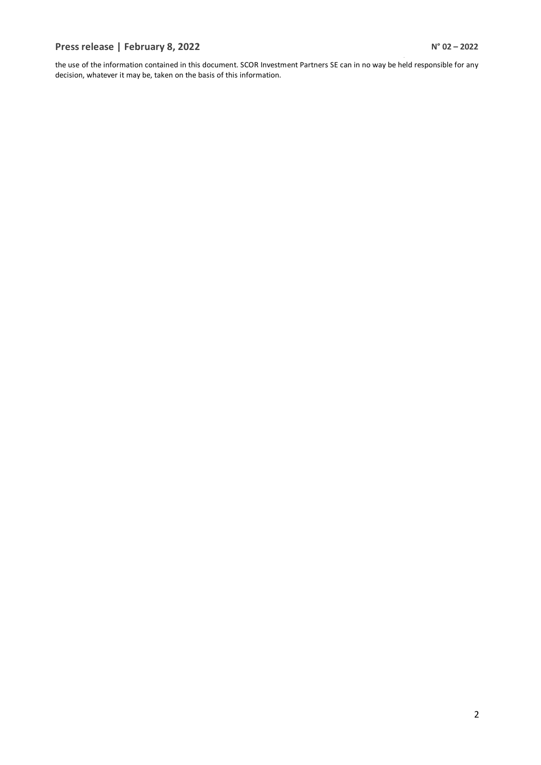the use of the information contained in this document. SCOR Investment Partners SE can in no way be held responsible for any decision, whatever it may be, taken on the basis of this information.